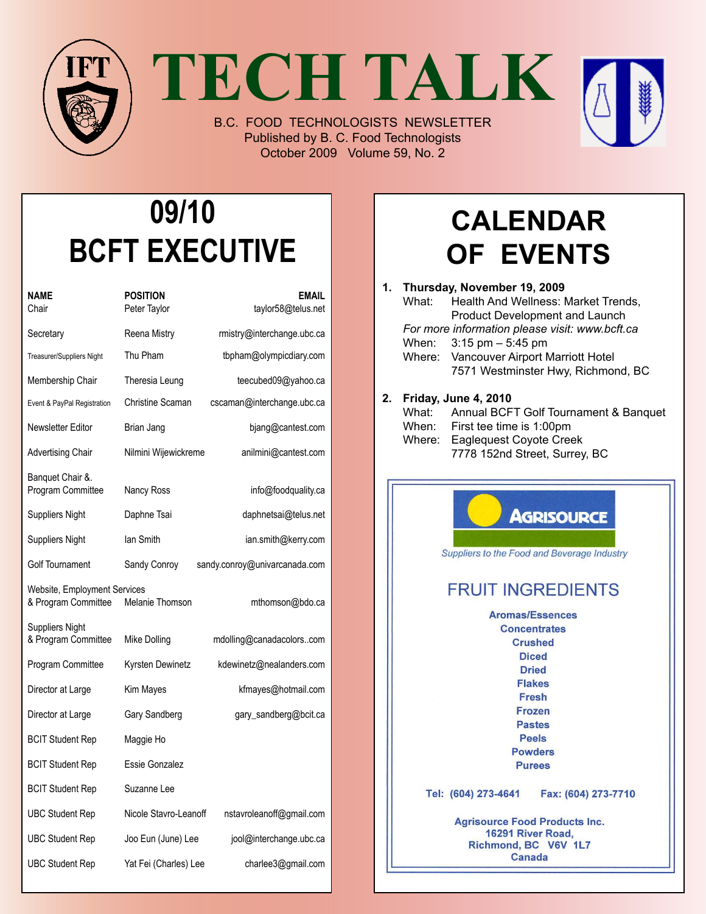# TECH TALK

B.C. FOOD TECHNOLOGISTS NEWSLETTER
Published by B. C. Food Technologists
October 2009 Volume 59, No. 2

## 09/10 BCFT EXECUTIVE

| NAME | POSITION | EMAIL |
|---|---|---|
| Chair | Peter Taylor | taylor58@telus.net |
| Secretary | Reena Mistry | rmistry@interchange.ubc.ca |
| Treasurer/Suppliers Night | Thu Pham | tbpham@olympicdiary.com |
| Membership Chair | Theresia Leung | teecubed09@yahoo.ca |
| Event & PayPal Registration | Christine Scaman | cscaman@interchange.ubc.ca |
| Newsletter Editor | Brian Jang | bjang@cantest.com |
| Advertising Chair | Nilmini Wijewickreme | anilmini@cantest.com |
| Banquet Chair & Program Committee | Nancy Ross | info@foodquality.ca |
| Suppliers Night | Daphne Tsai | daphnetsai@telus.net |
| Suppliers Night | Ian Smith | ian.smith@kerry.com |
| Golf Tournament | Sandy Conroy | sandy.conroy@univarcanada.com |
| Website, Employment Services & Program Committee | Melanie Thomson | mthomson@bdo.ca |
| Suppliers Night & Program Committee | Mike Dolling | mdolling@canadacolors..com |
| Program Committee | Kyrsten Dewinetz | kdewinetz@nealanders.com |
| Director at Large | Kim Mayes | kfmayes@hotmail.com |
| Director at Large | Gary Sandberg | gary_sandberg@bcit.ca |
| BCIT Student Rep | Maggie Ho | |
| BCIT Student Rep | Essie Gonzalez | |
| BCIT Student Rep | Suzanne Lee | |
| UBC Student Rep | Nicole Stavro-Leanoff | nstavroleanoff@gmail.com |
| UBC Student Rep | Joo Eun (June) Lee | jool@interchange.ubc.ca |
| UBC Student Rep | Yat Fei (Charles) Lee | charlee3@gmail.com |

## CALENDAR OF EVENTS

1. **Thursday, November 19, 2009**
   What: Health And Wellness: Market Trends, Product Development and Launch
   *For more information please visit: www.bcft.ca*
   When: 3:15 pm – 5:45 pm
   Where: Vancouver Airport Marriott Hotel
   7571 Westminster Hwy, Richmond, BC

2. **Friday, June 4, 2010**
   What: Annual BCFT Golf Tournament & Banquet
   When: First tee time is 1:00pm
   Where: Eaglequest Coyote Creek
   7778 152nd Street, Surrey, BC

---

**AGRISOURCE**

*Suppliers to the Food and Beverage Industry*

### FRUIT INGREDIENTS

Aromas/Essences
Concentrates
Crushed
Diced
Dried
Flakes
Fresh
Frozen
Pastes
Peels
Powders
Purees

Tel: (604) 273-4641 Fax: (604) 273-7710

Agrisource Food Products Inc.
16291 River Road,
Richmond, BC V6V 1L7
Canada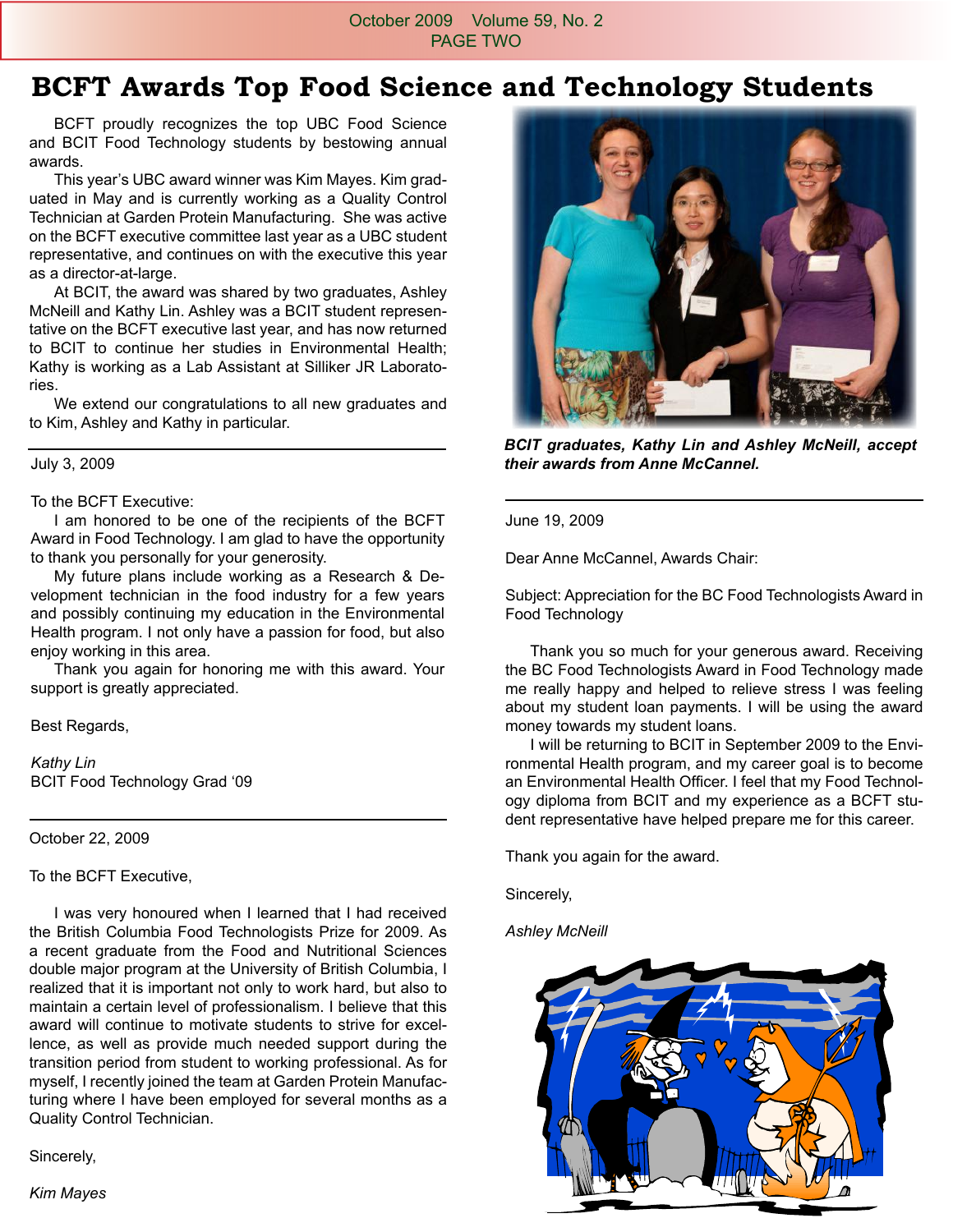# BCFT Awards Top Food Science and Technology Students

BCFT proudly recognizes the top UBC Food Science and BCIT Food Technology students by bestowing annual awards.

This year's UBC award winner was Kim Mayes. Kim graduated in May and is currently working as a Quality Control Technician at Garden Protein Manufacturing. She was active on the BCFT executive committee last year as a UBC student representative, and continues on with the executive this year as a director-at-large.

At BCIT, the award was shared by two graduates, Ashley McNeill and Kathy Lin. Ashley was a BCIT student representative on the BCFT executive last year, and has now returned to BCIT to continue her studies in Environmental Health; Kathy is working as a Lab Assistant at Silliker JR Laboratories.

We extend our congratulations to all new graduates and to Kim, Ashley and Kathy in particular.

*BCIT graduates, Kathy Lin and Ashley McNeill, accept their awards from Anne McCannel.*

---

July 3, 2009

To the BCFT Executive:

I am honored to be one of the recipients of the BCFT Award in Food Technology. I am glad to have the opportunity to thank you personally for your generosity.

My future plans include working as a Research & Development technician in the food industry for a few years and possibly continuing my education in the Environmental Health program. I not only have a passion for food, but also enjoy working in this area.

Thank you again for honoring me with this award. Your support is greatly appreciated.

Best Regards,

*Kathy Lin*
BCIT Food Technology Grad '09

---

October 22, 2009

To the BCFT Executive,

I was very honoured when I learned that I had received the British Columbia Food Technologists Prize for 2009. As a recent graduate from the Food and Nutritional Sciences double major program at the University of British Columbia, I realized that it is important not only to work hard, but also to maintain a certain level of professionalism. I believe that this award will continue to motivate students to strive for excellence, as well as provide much needed support during the transition period from student to working professional. As for myself, I recently joined the team at Garden Protein Manufacturing where I have been employed for several months as a Quality Control Technician.

Sincerely,

*Kim Mayes*

---

June 19, 2009

Dear Anne McCannel, Awards Chair:

Subject: Appreciation for the BC Food Technologists Award in Food Technology

Thank you so much for your generous award. Receiving the BC Food Technologists Award in Food Technology made me really happy and helped to relieve stress I was feeling about my student loan payments. I will be using the award money towards my student loans.

I will be returning to BCIT in September 2009 to the Environmental Health program, and my career goal is to become an Environmental Health Officer. I feel that my Food Technology diploma from BCIT and my experience as a BCFT student representative have helped prepare me for this career.

Thank you again for the award.

Sincerely,

*Ashley McNeill*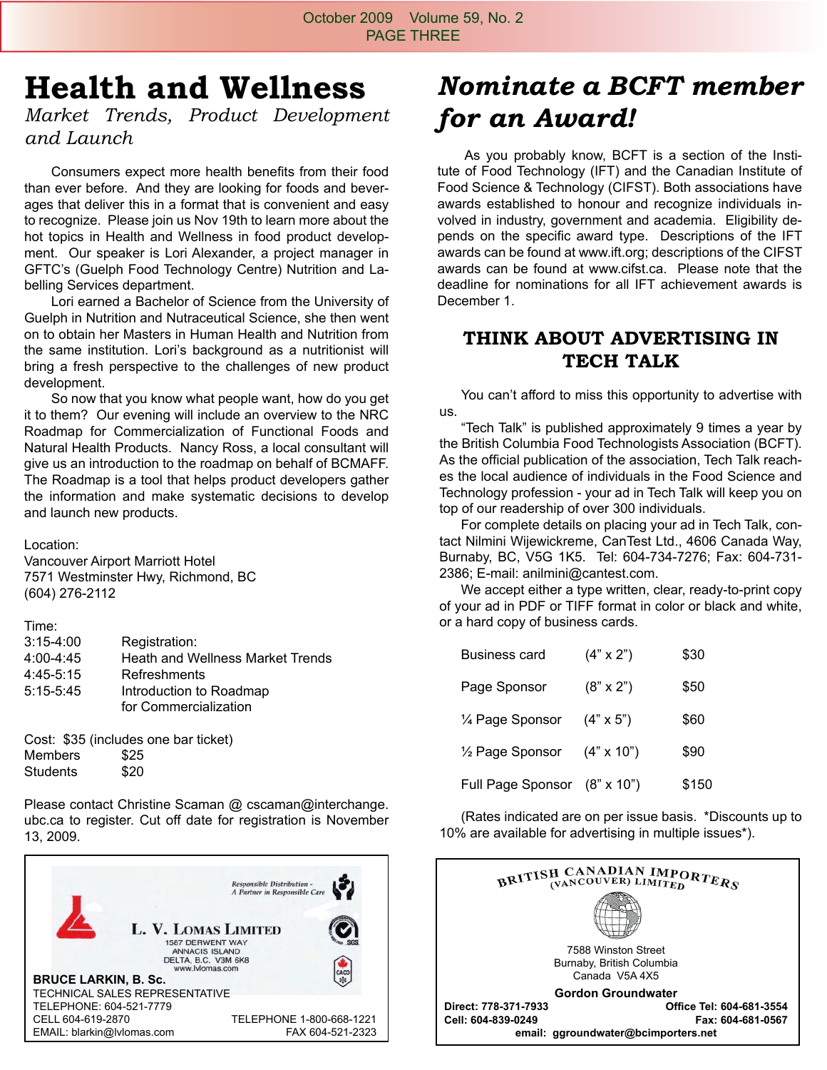# Health and Wellness

*Market Trends, Product Development and Launch*

Consumers expect more health benefits from their food than ever before. And they are looking for foods and beverages that deliver this in a format that is convenient and easy to recognize. Please join us Nov 19th to learn more about the hot topics in Health and Wellness in food product development. Our speaker is Lori Alexander, a project manager in GFTC's (Guelph Food Technology Centre) Nutrition and Labelling Services department.

Lori earned a Bachelor of Science from the University of Guelph in Nutrition and Nutraceutical Science, she then went on to obtain her Masters in Human Health and Nutrition from the same institution. Lori's background as a nutritionist will bring a fresh perspective to the challenges of new product development.

So now that you know what people want, how do you get it to them? Our evening will include an overview to the NRC Roadmap for Commercialization of Functional Foods and Natural Health Products. Nancy Ross, a local consultant will give us an introduction to the roadmap on behalf of BCMAFF. The Roadmap is a tool that helps product developers gather the information and make systematic decisions to develop and launch new products.

Location:
Vancouver Airport Marriott Hotel
7571 Westminster Hwy, Richmond, BC
(604) 276-2112

Time:

| | |
|---|---|
| 3:15-4:00 | Registration: |
| 4:00-4:45 | Heath and Wellness Market Trends |
| 4:45-5:15 | Refreshments |
| 5:15-5:45 | Introduction to Roadmap for Commercialization |

Cost: $35 (includes one bar ticket)
Members $25
Students $20

Please contact Christine Scaman @ cscaman@interchange.ubc.ca to register. Cut off date for registration is November 13, 2009.

Responsible Distribution - A Partner in Responsible Care

**L. V. Lomas Limited**
1567 Derwent Way
Annacis Island
Delta, B.C. V3M 6K8
www.lvlomas.com

**BRUCE LARKIN, B. Sc.**
TECHNICAL SALES REPRESENTATIVE
TELEPHONE: 604-521-7779
CELL 604-619-2870
EMAIL: blarkin@lvlomas.com
TELEPHONE 1-800-668-1221
FAX 604-521-2323

# *Nominate a BCFT member for an Award!*

As you probably know, BCFT is a section of the Institute of Food Technology (IFT) and the Canadian Institute of Food Science & Technology (CIFST). Both associations have awards established to honour and recognize individuals involved in industry, government and academia. Eligibility depends on the specific award type. Descriptions of the IFT awards can be found at www.ift.org; descriptions of the CIFST awards can be found at www.cifst.ca. Please note that the deadline for nominations for all IFT achievement awards is December 1.

## THINK ABOUT ADVERTISING IN TECH TALK

You can't afford to miss this opportunity to advertise with us.

"Tech Talk" is published approximately 9 times a year by the British Columbia Food Technologists Association (BCFT). As the official publication of the association, Tech Talk reaches the local audience of individuals in the Food Science and Technology profession - your ad in Tech Talk will keep you on top of our readership of over 300 individuals.

For complete details on placing your ad in Tech Talk, contact Nilmini Wijewickreme, CanTest Ltd., 4606 Canada Way, Burnaby, BC, V5G 1K5. Tel: 604-734-7276; Fax: 604-731-2386; E-mail: anilmini@cantest.com.

We accept either a type written, clear, ready-to-print copy of your ad in PDF or TIFF format in color or black and white, or a hard copy of business cards.

| | | |
|---|---|---|
| Business card | (4" x 2") | $30 |
| Page Sponsor | (8" x 2") | $50 |
| ¼ Page Sponsor | (4" x 5") | $60 |
| ½ Page Sponsor | (4" x 10") | $90 |
| Full Page Sponsor | (8" x 10") | $150 |

(Rates indicated are on per issue basis. *Discounts up to 10% are available for advertising in multiple issues*).

BRITISH CANADIAN IMPORTERS (VANCOUVER) LIMITED

7588 Winston Street
Burnaby, British Columbia
Canada V5A 4X5

**Gordon Groundwater**
**Direct: 778-371-7933** **Office Tel: 604-681-3554**
**Cell: 604-839-0249** **Fax: 604-681-0567**
**email: ggroundwater@bcimporters.net**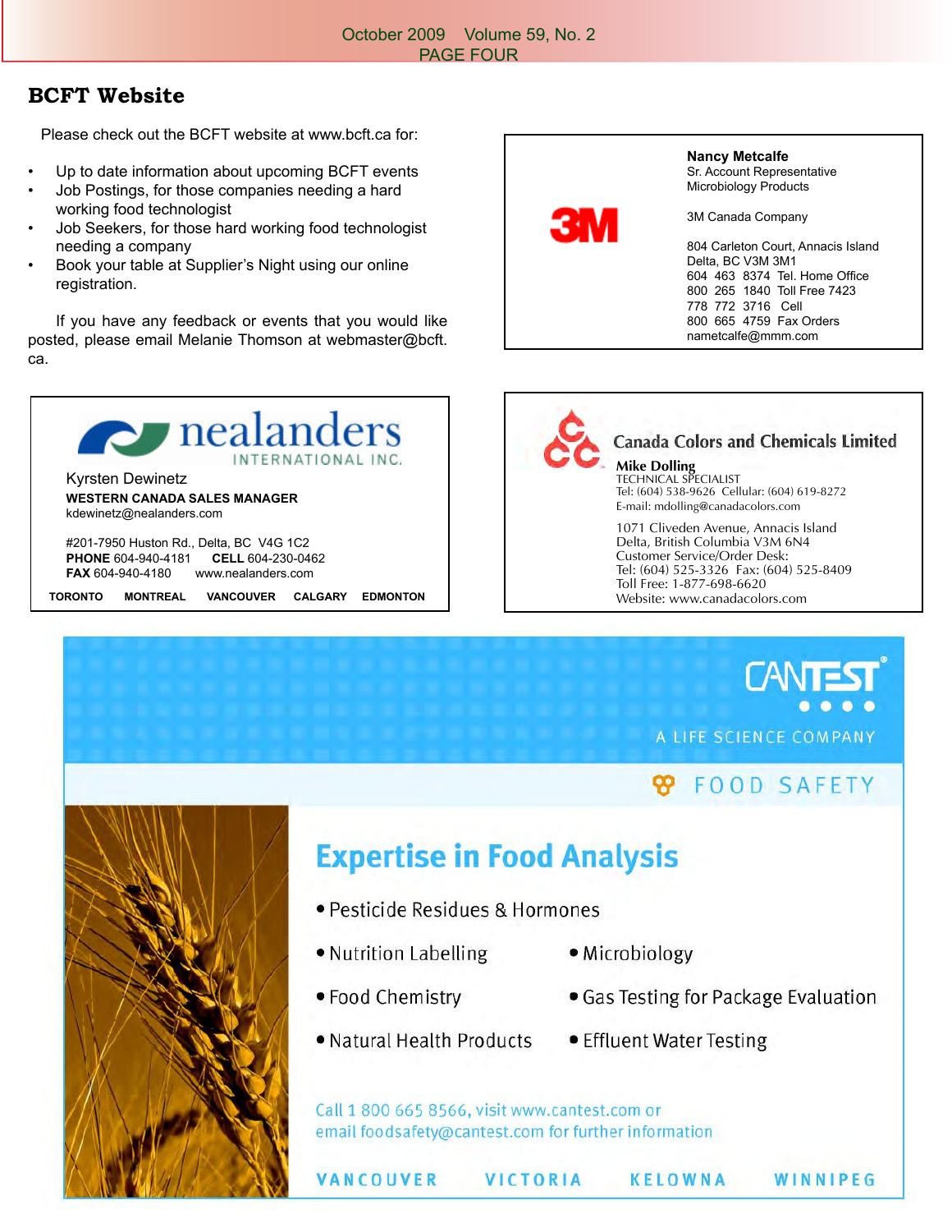## BCFT Website

Please check out the BCFT website at www.bcft.ca for:

- Up to date information about upcoming BCFT events
- Job Postings, for those companies needing a hard working food technologist
- Job Seekers, for those hard working food technologist needing a company
- Book your table at Supplier's Night using our online registration.

If you have any feedback or events that you would like posted, please email Melanie Thomson at webmaster@bcft.ca.

---

3M

**Nancy Metcalfe**
Sr. Account Representative
Microbiology Products

3M Canada Company

804 Carleton Court, Annacis Island
Delta, BC V3M 3M1
604 463 8374 Tel. Home Office
800 265 1840 Toll Free 7423
778 772 3716 Cell
800 665 4759 Fax Orders
nametcalfe@mmm.com

---

nealanders INTERNATIONAL INC.

Kyrsten Dewinetz
**WESTERN CANADA SALES MANAGER**
kdewinetz@nealanders.com

#201-7950 Huston Rd., Delta, BC V4G 1C2
**PHONE** 604-940-4181 **CELL** 604-230-0462
**FAX** 604-940-4180 www.nealanders.com

TORONTO MONTREAL VANCOUVER CALGARY EDMONTON

---

Canada Colors and Chemicals Limited

**Mike Dolling**
TECHNICAL SPECIALIST
Tel: (604) 538-9626 Cellular: (604) 619-8272
E-mail: mdolling@canadacolors.com

1071 Cliveden Avenue, Annacis Island
Delta, British Columbia V3M 6N4
Customer Service/Order Desk:
Tel: (604) 525-3326 Fax: (604) 525-8409
Toll Free: 1-877-698-6620
Website: www.canadacolors.com

---

CANTEST®
A LIFE SCIENCE COMPANY
FOOD SAFETY

### Expertise in Food Analysis

- Pesticide Residues & Hormones
- Nutrition Labelling
- Microbiology
- Food Chemistry
- Gas Testing for Package Evaluation
- Natural Health Products
- Effluent Water Testing

Call 1 800 665 8566, visit www.cantest.com or email foodsafety@cantest.com for further information

VANCOUVER VICTORIA KELOWNA WINNIPEG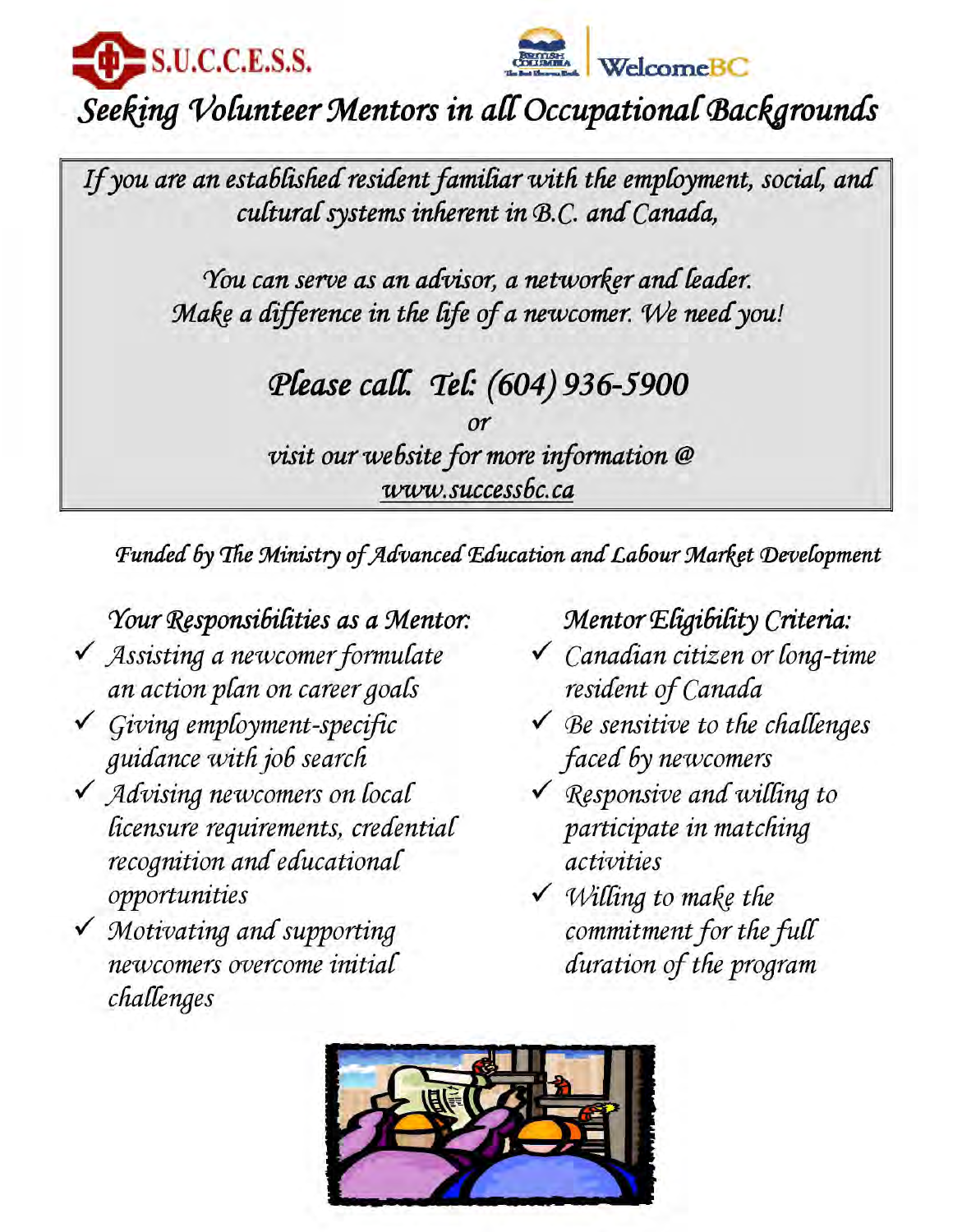S.U.C.C.E.S.S. | WelcomeBC

# *Seeking Volunteer Mentors in all Occupational Backgrounds*

*If you are an established resident familiar with the employment, social, and cultural systems inherent in B.C. and Canada,*

*You can serve as an advisor, a networker and leader. Make a difference in the life of a newcomer. We need you!*

## *Please call. Tel: (604) 936-5900*

*or*

*visit our website for more information @ www.successbc.ca*

*Funded by The Ministry of Advanced Education and Labour Market Development*

### *Your Responsibilities as a Mentor:*

- ✓ *Assisting a newcomer formulate an action plan on career goals*
- ✓ *Giving employment-specific guidance with job search*
- ✓ *Advising newcomers on local licensure requirements, credential recognition and educational opportunities*
- ✓ *Motivating and supporting newcomers overcome initial challenges*

### *Mentor Eligibility Criteria:*

- ✓ *Canadian citizen or long-time resident of Canada*
- ✓ *Be sensitive to the challenges faced by newcomers*
- ✓ *Responsive and willing to participate in matching activities*
- ✓ *Willing to make the commitment for the full duration of the program*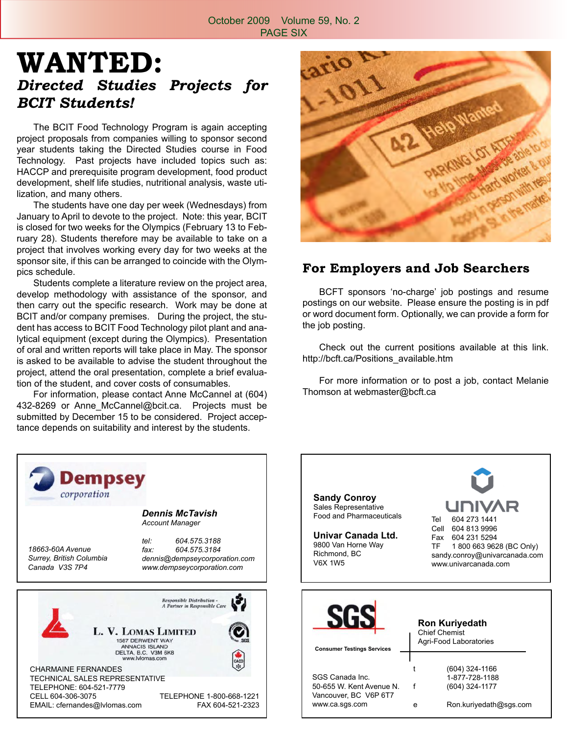# WANTED:

## *Directed Studies Projects for BCIT Students!*

The BCIT Food Technology Program is again accepting project proposals from companies willing to sponsor second year students taking the Directed Studies course in Food Technology. Past projects have included topics such as: HACCP and prerequisite program development, food product development, shelf life studies, nutritional analysis, waste utilization, and many others.

The students have one day per week (Wednesdays) from January to April to devote to the project. Note: this year, BCIT is closed for two weeks for the Olympics (February 13 to February 28). Students therefore may be available to take on a project that involves working every day for two weeks at the sponsor site, if this can be arranged to coincide with the Olympics schedule.

Students complete a literature review on the project area, develop methodology with assistance of the sponsor, and then carry out the specific research. Work may be done at BCIT and/or company premises. During the project, the student has access to BCIT Food Technology pilot plant and analytical equipment (except during the Olympics). Presentation of oral and written reports will take place in May. The sponsor is asked to be available to advise the student throughout the project, attend the oral presentation, complete a brief evaluation of the student, and cover costs of consumables.

For information, please contact Anne McCannel at (604) 432-8269 or Anne_McCannel@bcit.ca. Projects must be submitted by December 15 to be considered. Project acceptance depends on suitability and interest by the students.

## For Employers and Job Searchers

BCFT sponsors 'no-charge' job postings and resume postings on our website. Please ensure the posting is in pdf or word document form. Optionally, we can provide a form for the job posting.

Check out the current positions available at this link. http://bcft.ca/Positions_available.htm

For more information or to post a job, contact Melanie Thomson at webmaster@bcft.ca

---

**Dempsey** corporation

***Dennis McTavish***
*Account Manager*

*18663-60A Avenue*
*Surrey, British Columbia*
*Canada V3S 7P4*

*tel: 604.575.3188*
*fax: 604.575.3184*
*dennis@dempseycorporation.com*
*www.dempseycorporation.com*

---

**Sandy Conroy**
Sales Representative
Food and Pharmaceuticals

**Univar Canada Ltd.**
9800 Van Horne Way
Richmond, BC
V6X 1W5

UNIVAR
Tel 604 273 1441
Cell 604 813 9996
Fax 604 231 5294
TF 1 800 663 9628 (BC Only)
sandy.conroy@univarcanada.com
www.univarcanada.com

---

*Responsible Distribution - A Partner in Responsible Care*

**L. V. LOMAS LIMITED**
1567 DERWENT WAY
ANNACIS ISLAND
DELTA, B.C. V3M 6K8
www.lvlomas.com

CHARMAINE FERNANDES
TECHNICAL SALES REPRESENTATIVE
TELEPHONE: 604-521-7779
CELL 604-306-3075
EMAIL: cfernandes@lvlomas.com
TELEPHONE 1-800-668-1221
FAX 604-521-2323

---

**SGS**
Consumer Testings Services

**Ron Kuriyedath**
Chief Chemist
Agri-Food Laboratories

SGS Canada Inc.
50-655 W. Kent Avenue N.
Vancouver, BC V6P 6T7
www.ca.sgs.com

t (604) 324-1166
1-877-728-1188
f (604) 324-1177
e Ron.kuriyedath@sgs.com